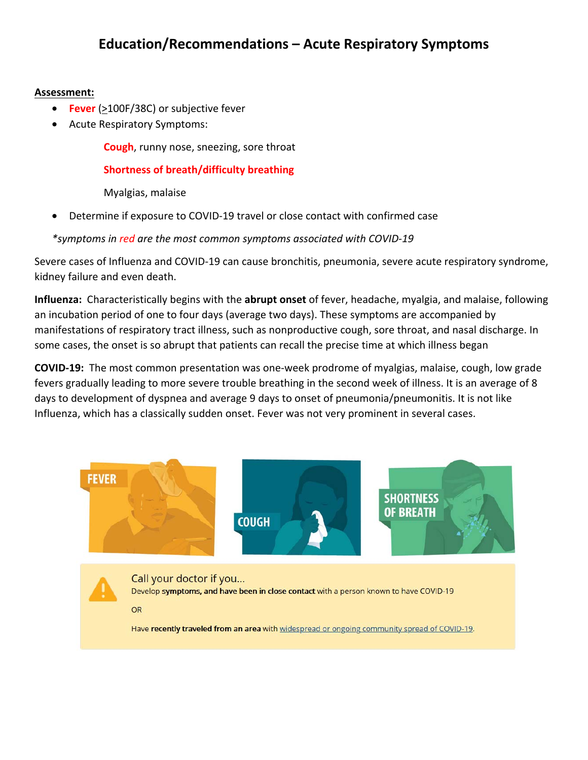# Education/Recommendations – Acute Respiratory Symptoms

**Assessment:**

- **Fever** (≥100F/38C) or subjective fever
- Acute Respiratory Symptoms:

  **Cough**, runny nose, sneezing, sore throat

  **Shortness of breath/difficulty breathing**

  Myalgias, malaise

- Determine if exposure to COVID-19 travel or close contact with confirmed case

*\*symptoms in red are the most common symptoms associated with COVID-19*

Severe cases of Influenza and COVID-19 can cause bronchitis, pneumonia, severe acute respiratory syndrome, kidney failure and even death.

**Influenza:** Characteristically begins with the **abrupt onset** of fever, headache, myalgia, and malaise, following an incubation period of one to four days (average two days). These symptoms are accompanied by manifestations of respiratory tract illness, such as nonproductive cough, sore throat, and nasal discharge. In some cases, the onset is so abrupt that patients can recall the precise time at which illness began

**COVID-19:** The most common presentation was one-week prodrome of myalgias, malaise, cough, low grade fevers gradually leading to more severe trouble breathing in the second week of illness. It is an average of 8 days to development of dyspnea and average 9 days to onset of pneumonia/pneumonitis. It is not like Influenza, which has a classically sudden onset. Fever was not very prominent in several cases.

FEVER | COUGH | SHORTNESS OF BREATH

Call your doctor if you...

Develop **symptoms, and have been in close contact** with a person known to have COVID-19

OR

Have **recently traveled from an area** with widespread or ongoing community spread of COVID-19.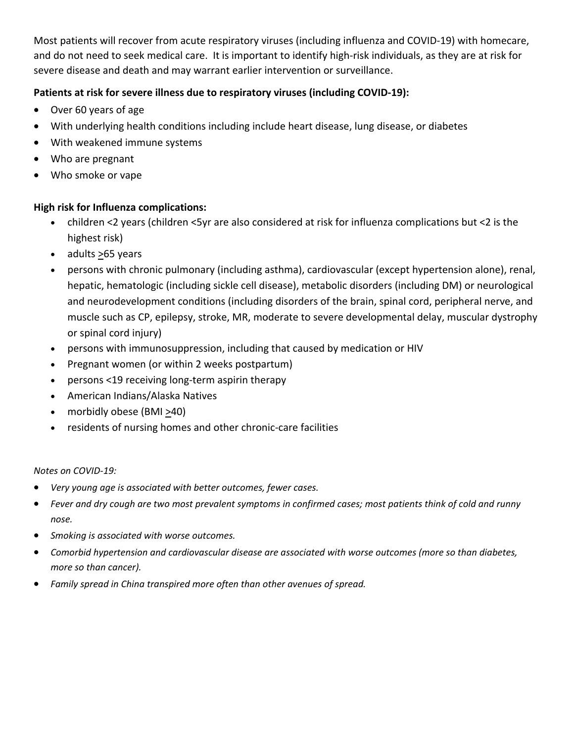Most patients will recover from acute respiratory viruses (including influenza and COVID-19) with homecare, and do not need to seek medical care. It is important to identify high-risk individuals, as they are at risk for severe disease and death and may warrant earlier intervention or surveillance.

**Patients at risk for severe illness due to respiratory viruses (including COVID-19):**

- Over 60 years of age
- With underlying health conditions including include heart disease, lung disease, or diabetes
- With weakened immune systems
- Who are pregnant
- Who smoke or vape

**High risk for Influenza complications:**

- children <2 years (children <5yr are also considered at risk for influenza complications but <2 is the highest risk)
- adults ≥65 years
- persons with chronic pulmonary (including asthma), cardiovascular (except hypertension alone), renal, hepatic, hematologic (including sickle cell disease), metabolic disorders (including DM) or neurological and neurodevelopment conditions (including disorders of the brain, spinal cord, peripheral nerve, and muscle such as CP, epilepsy, stroke, MR, moderate to severe developmental delay, muscular dystrophy or spinal cord injury)
- persons with immunosuppression, including that caused by medication or HIV
- Pregnant women (or within 2 weeks postpartum)
- persons <19 receiving long-term aspirin therapy
- American Indians/Alaska Natives
- morbidly obese (BMI ≥40)
- residents of nursing homes and other chronic-care facilities

*Notes on COVID-19:*

- *Very young age is associated with better outcomes, fewer cases.*
- *Fever and dry cough are two most prevalent symptoms in confirmed cases; most patients think of cold and runny nose.*
- *Smoking is associated with worse outcomes.*
- *Comorbid hypertension and cardiovascular disease are associated with worse outcomes (more so than diabetes, more so than cancer).*
- *Family spread in China transpired more often than other avenues of spread.*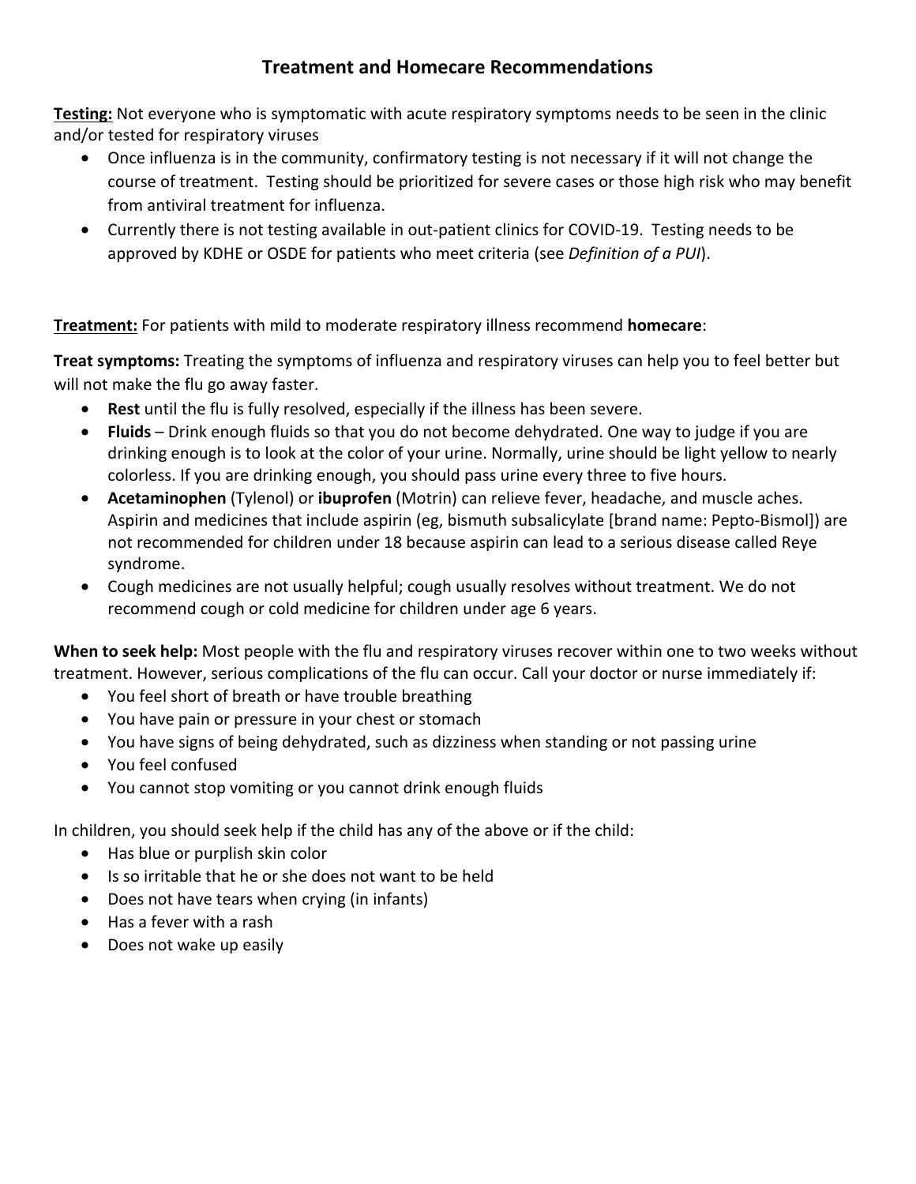## Treatment and Homecare Recommendations

**<u>Testing:</u>** Not everyone who is symptomatic with acute respiratory symptoms needs to be seen in the clinic and/or tested for respiratory viruses

- Once influenza is in the community, confirmatory testing is not necessary if it will not change the course of treatment. Testing should be prioritized for severe cases or those high risk who may benefit from antiviral treatment for influenza.
- Currently there is not testing available in out-patient clinics for COVID-19. Testing needs to be approved by KDHE or OSDE for patients who meet criteria (see *Definition of a PUI*).

**<u>Treatment:</u>** For patients with mild to moderate respiratory illness recommend **homecare**:

**Treat symptoms:** Treating the symptoms of influenza and respiratory viruses can help you to feel better but will not make the flu go away faster.

- **Rest** until the flu is fully resolved, especially if the illness has been severe.
- **Fluids** – Drink enough fluids so that you do not become dehydrated. One way to judge if you are drinking enough is to look at the color of your urine. Normally, urine should be light yellow to nearly colorless. If you are drinking enough, you should pass urine every three to five hours.
- **Acetaminophen** (Tylenol) or **ibuprofen** (Motrin) can relieve fever, headache, and muscle aches. Aspirin and medicines that include aspirin (eg, bismuth subsalicylate [brand name: Pepto-Bismol]) are not recommended for children under 18 because aspirin can lead to a serious disease called Reye syndrome.
- Cough medicines are not usually helpful; cough usually resolves without treatment. We do not recommend cough or cold medicine for children under age 6 years.

**When to seek help:** Most people with the flu and respiratory viruses recover within one to two weeks without treatment. However, serious complications of the flu can occur. Call your doctor or nurse immediately if:

- You feel short of breath or have trouble breathing
- You have pain or pressure in your chest or stomach
- You have signs of being dehydrated, such as dizziness when standing or not passing urine
- You feel confused
- You cannot stop vomiting or you cannot drink enough fluids

In children, you should seek help if the child has any of the above or if the child:

- Has blue or purplish skin color
- Is so irritable that he or she does not want to be held
- Does not have tears when crying (in infants)
- Has a fever with a rash
- Does not wake up easily